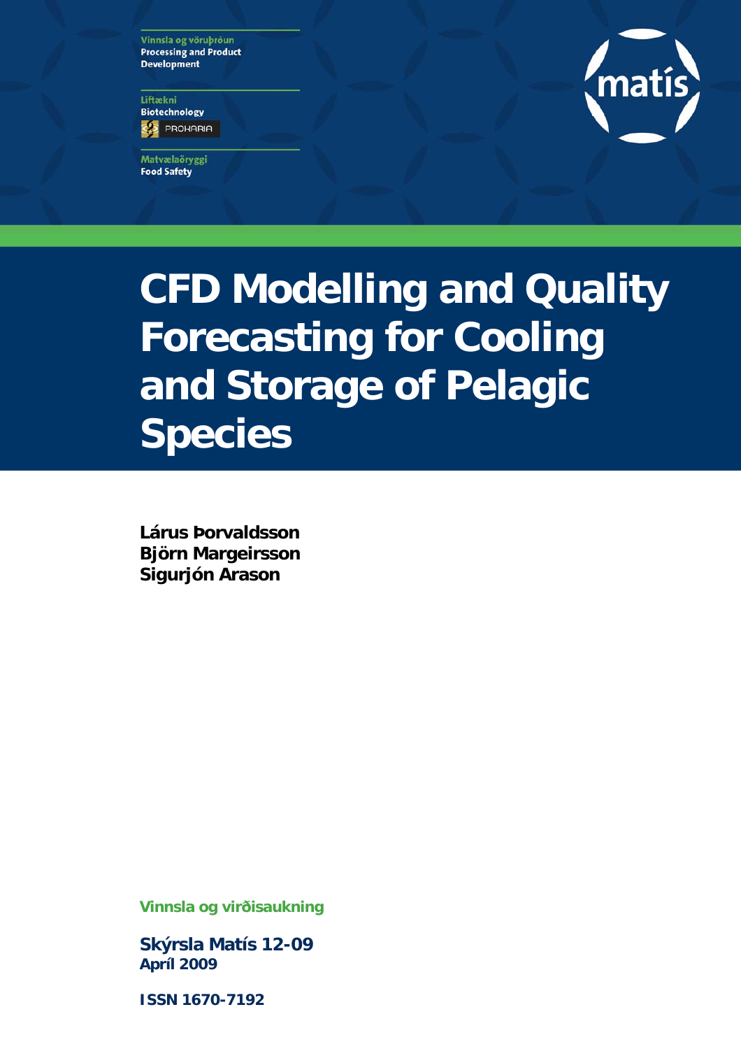Vinnsla og vöruþróun
Processing and Product Development

Líftækni
Biotechnology

PROKARIA

Matvælaöryggi
Food Safety

matís

# CFD Modelling and Quality Forecasting for Cooling and Storage of Pelagic Species

**Lárus Þorvaldsson**
**Björn Margeirsson**
**Sigurjón Arason**

**Vinnsla og virðisaukning**

**Skýrsla Matís 12-09**
**Apríl 2009**

**ISSN 1670-7192**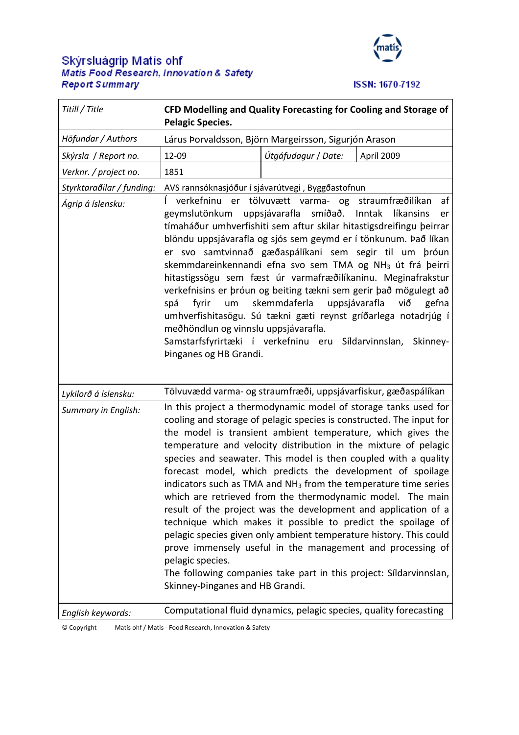# Skýrsluágrip Matís ohf

**Matís Food Research, Innovation & Safety**
**Report Summary**

ISSN: 1670-7192

| | | | |
|---|---|---|---|
| *Titill / Title* | **CFD Modelling and Quality Forecasting for Cooling and Storage of Pelagic Species.** | | |
| *Höfundar / Authors* | Lárus Þorvaldsson, Björn Margeirsson, Sigurjón Arason | | |
| *Skýrsla / Report no.* | 12-09 | *Útgáfudagur / Date:* | Apríl 2009 |
| *Verknr. / project no.* | 1851 | | |
| *Styrktaraðilar / funding:* | AVS rannsóknasjóður í sjávarútvegi , Byggðastofnun | | |
| *Ágrip á íslensku:* | Í verkefninu er tölvuvætt varma- og straumfræðilíkan af geymslutönkum uppsjávarafla smíðað. Inntak líkansins er tímaháður umhverfishiti sem aftur skilar hitastigsdreifingu þeirrar blöndu uppsjávarafla og sjós sem geymd er í tönkunum. Það líkan er svo samtvinnað gæðaspálíkani sem segir til um þróun skemmdareinkennandi efna svo sem TMA og $NH_3$ út frá þeirri hitastigssögu sem fæst úr varmafræðilíkaninu. Meginafrakstur verkefnisins er þróun og beiting tækni sem gerir það mögulegt að spá fyrir um skemmdaferla uppsjávarafla við gefna umhverfishitasögu. Sú tækni gæti reynst gríðarlega notadrjúg í meðhöndlun og vinnslu uppsjávarafla. Samstarfsfyrirtæki í verkefninu eru Síldarvinnslan, Skinney-Þinganes og HB Grandi. | | |
| *Lykilorð á íslensku:* | Tölvuvædd varma- og straumfræði, uppsjávarfiskur, gæðaspálíkan | | |
| *Summary in English:* | In this project a thermodynamic model of storage tanks used for cooling and storage of pelagic species is constructed. The input for the model is transient ambient temperature, which gives the temperature and velocity distribution in the mixture of pelagic species and seawater. This model is then coupled with a quality forecast model, which predicts the development of spoilage indicators such as TMA and $NH_3$ from the temperature time series which are retrieved from the thermodynamic model. The main result of the project was the development and application of a technique which makes it possible to predict the spoilage of pelagic species given only ambient temperature history. This could prove immensely useful in the management and processing of pelagic species. The following companies take part in this project: Síldarvinnslan, Skinney-Þinganes and HB Grandi. | | |
| *English keywords:* | Computational fluid dynamics, pelagic species, quality forecasting | | |

© Copyright Matís ohf / Matis - Food Research, Innovation & Safety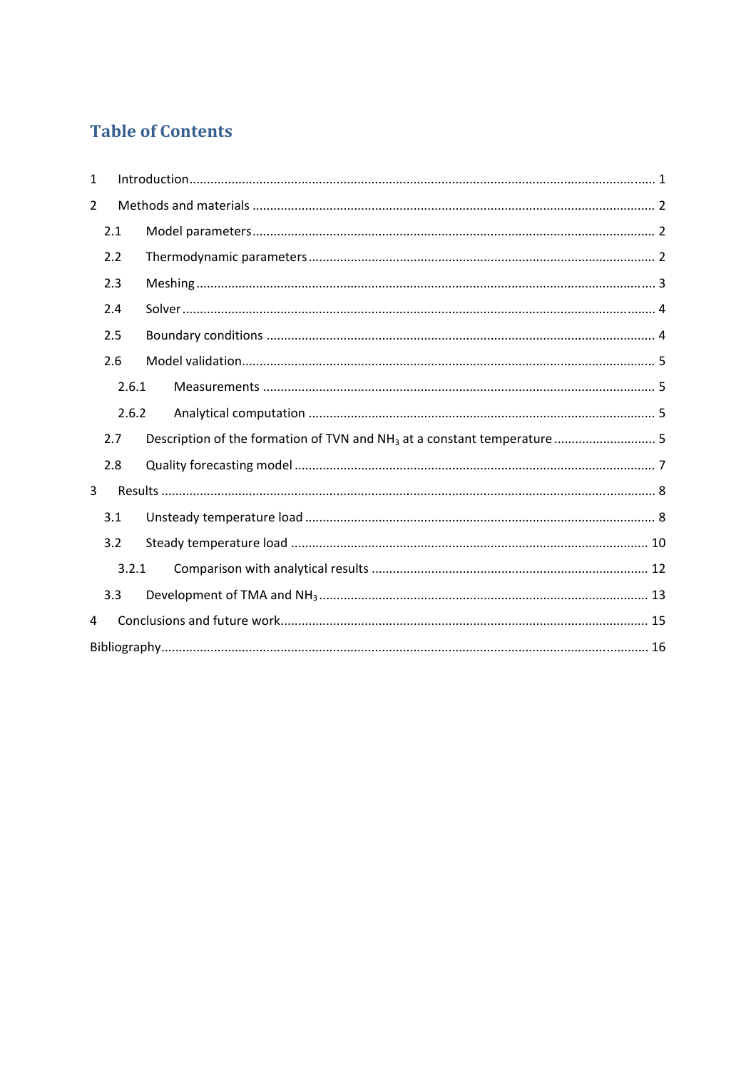## Table of Contents

- 1 Introduction ..... 1
- 2 Methods and materials ..... 2
  - 2.1 Model parameters ..... 2
  - 2.2 Thermodynamic parameters ..... 2
  - 2.3 Meshing ..... 3
  - 2.4 Solver ..... 4
  - 2.5 Boundary conditions ..... 4
  - 2.6 Model validation ..... 5
    - 2.6.1 Measurements ..... 5
    - 2.6.2 Analytical computation ..... 5
  - 2.7 Description of the formation of TVN and $NH_3$ at a constant temperature ..... 5
  - 2.8 Quality forecasting model ..... 7
- 3 Results ..... 8
  - 3.1 Unsteady temperature load ..... 8
  - 3.2 Steady temperature load ..... 10
    - 3.2.1 Comparison with analytical results ..... 12
  - 3.3 Development of TMA and $NH_3$ ..... 13
- 4 Conclusions and future work ..... 15
- Bibliography ..... 16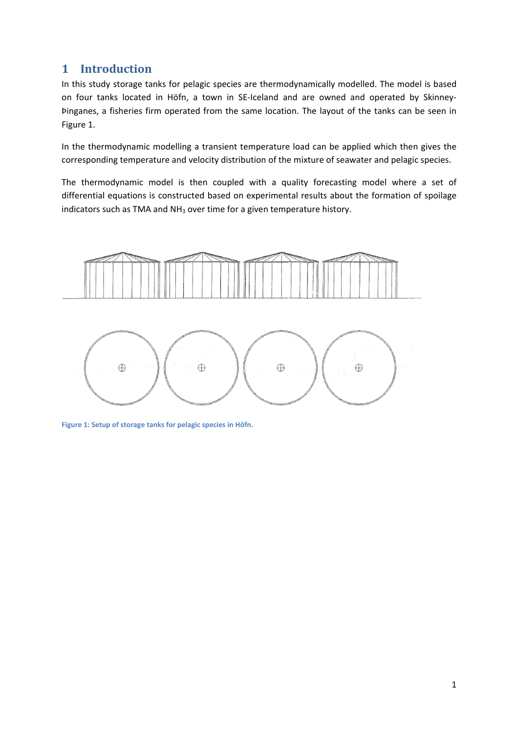# 1 Introduction

In this study storage tanks for pelagic species are thermodynamically modelled. The model is based on four tanks located in Höfn, a town in SE-Iceland and are owned and operated by Skinney-Þinganes, a fisheries firm operated from the same location. The layout of the tanks can be seen in Figure 1.

In the thermodynamic modelling a transient temperature load can be applied which then gives the corresponding temperature and velocity distribution of the mixture of seawater and pelagic species.

The thermodynamic model is then coupled with a quality forecasting model where a set of differential equations is constructed based on experimental results about the formation of spoilage indicators such as TMA and $NH_3$ over time for a given temperature history.

Figure 1: Setup of storage tanks for pelagic species in Höfn.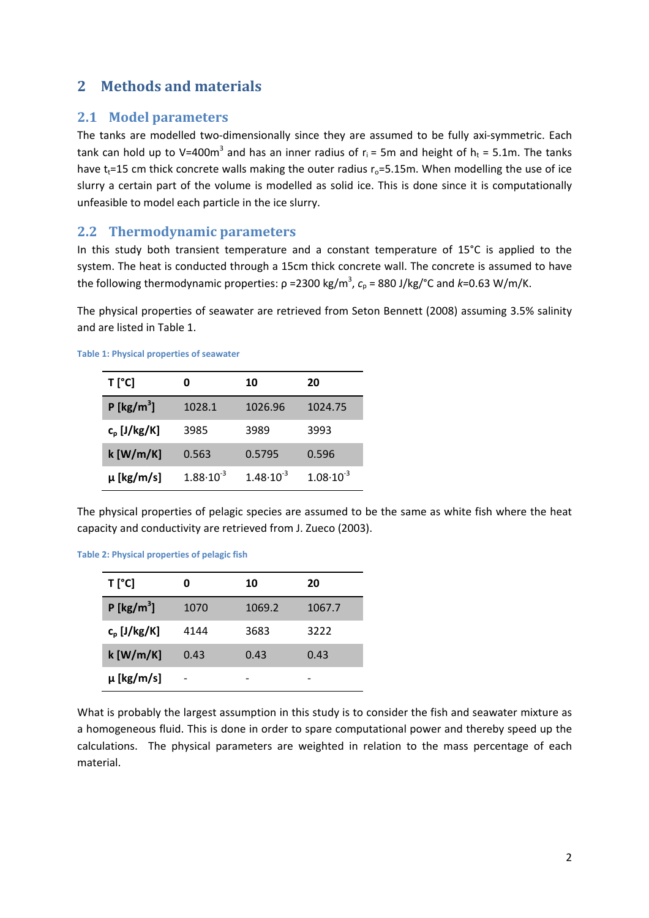# 2 Methods and materials

## 2.1 Model parameters

The tanks are modelled two-dimensionally since they are assumed to be fully axi-symmetric. Each tank can hold up to $V=400m^3$ and has an inner radius of $r_i$ = 5m and height of $h_t$ = 5.1m. The tanks have $t_t$=15 cm thick concrete walls making the outer radius $r_o$=5.15m. When modelling the use of ice slurry a certain part of the volume is modelled as solid ice. This is done since it is computationally unfeasible to model each particle in the ice slurry.

## 2.2 Thermodynamic parameters

In this study both transient temperature and a constant temperature of 15°C is applied to the system. The heat is conducted through a 15cm thick concrete wall. The concrete is assumed to have the following thermodynamic properties: $\rho$ =2300 kg/m$^3$, $c_p$ = 880 J/kg/°C and $k$=0.63 W/m/K.

The physical properties of seawater are retrieved from Seton Bennett (2008) assuming 3.5% salinity and are listed in Table 1.

Table 1: Physical properties of seawater

| T [°C] | 0 | 10 | 20 |
|---|---|---|---|
| P [kg/m$^3$] | 1028.1 | 1026.96 | 1024.75 |
| $c_p$ [J/kg/K] | 3985 | 3989 | 3993 |
| k [W/m/K] | 0.563 | 0.5795 | 0.596 |
| $\mu$ [kg/m/s] | $1.88 \cdot 10^{-3}$ | $1.48 \cdot 10^{-3}$ | $1.08 \cdot 10^{-3}$ |

The physical properties of pelagic species are assumed to be the same as white fish where the heat capacity and conductivity are retrieved from J. Zueco (2003).

Table 2: Physical properties of pelagic fish

| T [°C] | 0 | 10 | 20 |
|---|---|---|---|
| P [kg/m$^3$] | 1070 | 1069.2 | 1067.7 |
| $c_p$ [J/kg/K] | 4144 | 3683 | 3222 |
| k [W/m/K] | 0.43 | 0.43 | 0.43 |
| $\mu$ [kg/m/s] | - | - | - |

What is probably the largest assumption in this study is to consider the fish and seawater mixture as a homogeneous fluid. This is done in order to spare computational power and thereby speed up the calculations. The physical parameters are weighted in relation to the mass percentage of each material.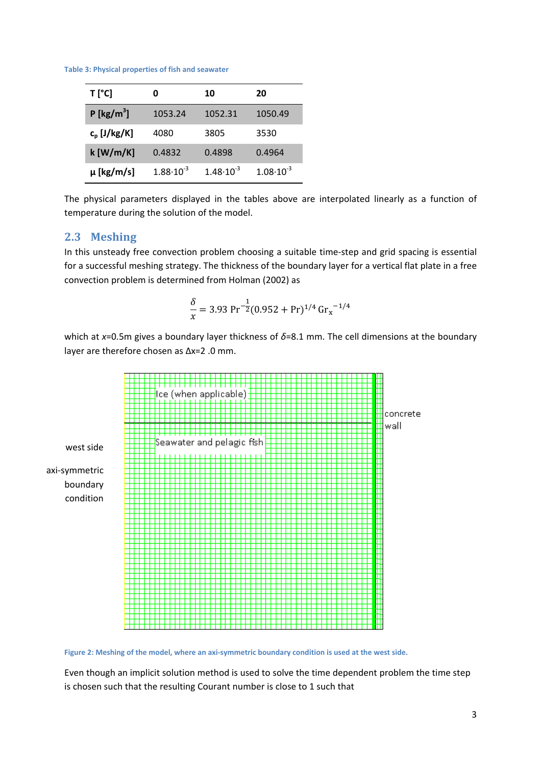Table 3: Physical properties of fish and seawater

| T [°C] | 0 | 10 | 20 |
|---|---|---|---|
| Ρ [kg/m$^3$] | 1053.24 | 1052.31 | 1050.49 |
| $c_p$ [J/kg/K] | 4080 | 3805 | 3530 |
| k [W/m/K] | 0.4832 | 0.4898 | 0.4964 |
| μ [kg/m/s] | $1.88\cdot10^{-3}$ | $1.48\cdot10^{-3}$ | $1.08\cdot10^{-3}$ |

The physical parameters displayed in the tables above are interpolated linearly as a function of temperature during the solution of the model.

## 2.3 Meshing

In this unsteady free convection problem choosing a suitable time-step and grid spacing is essential for a successful meshing strategy. The thickness of the boundary layer for a vertical flat plate in a free convection problem is determined from Holman (2002) as

$$\frac{\delta}{x} = 3.93\ \mathrm{Pr}^{-\frac{1}{2}}(0.952 + \mathrm{Pr})^{1/4}\,\mathrm{Gr_x}^{-1/4}$$

which at $x$=0.5m gives a boundary layer thickness of $\delta$=8.1 mm. The cell dimensions at the boundary layer are therefore chosen as $\Delta x$=2 .0 mm.

Figure 2: Meshing of the model, where an axi-symmetric boundary condition is used at the west side.

Even though an implicit solution method is used to solve the time dependent problem the time step is chosen such that the resulting Courant number is close to 1 such that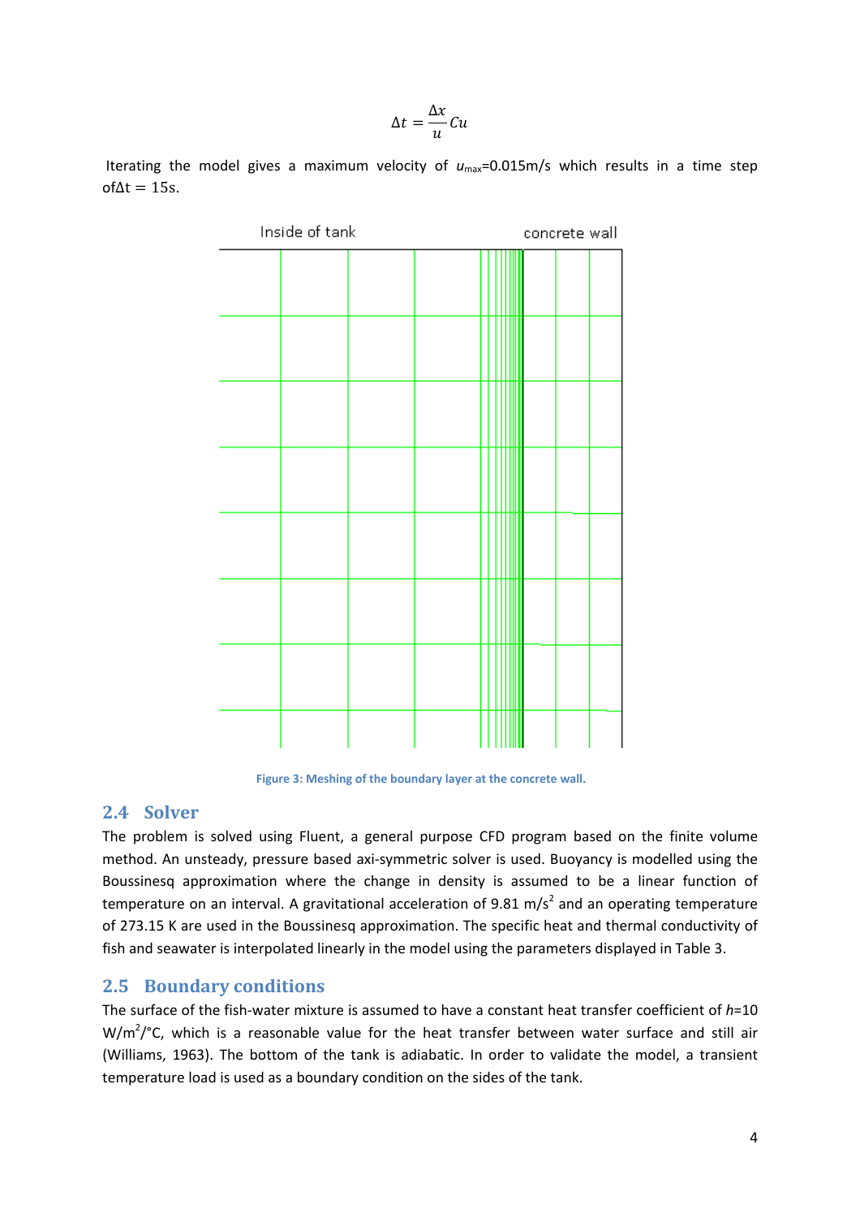$$\Delta t = \frac{\Delta x}{u} Cu$$

Iterating the model gives a maximum velocity of $u_{max}$=0.015m/s which results in a time step of$\Delta t = 15$s.

Figure 3: Meshing of the boundary layer at the concrete wall.

## 2.4 Solver

The problem is solved using Fluent, a general purpose CFD program based on the finite volume method. An unsteady, pressure based axi-symmetric solver is used. Buoyancy is modelled using the Boussinesq approximation where the change in density is assumed to be a linear function of temperature on an interval. A gravitational acceleration of 9.81 m/s$^2$ and an operating temperature of 273.15 K are used in the Boussinesq approximation. The specific heat and thermal conductivity of fish and seawater is interpolated linearly in the model using the parameters displayed in Table 3.

## 2.5 Boundary conditions

The surface of the fish-water mixture is assumed to have a constant heat transfer coefficient of $h$=10 W/m$^2$/°C, which is a reasonable value for the heat transfer between water surface and still air (Williams, 1963). The bottom of the tank is adiabatic. In order to validate the model, a transient temperature load is used as a boundary condition on the sides of the tank.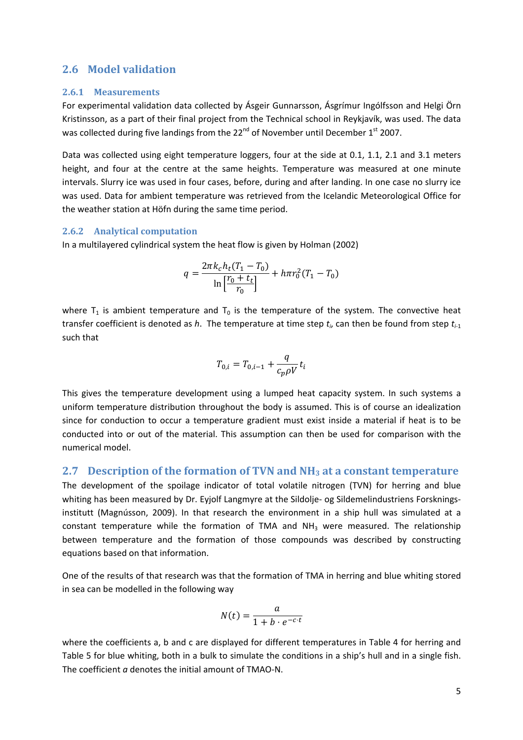## 2.6 Model validation

### 2.6.1 Measurements

For experimental validation data collected by Ásgeir Gunnarsson, Ásgrímur Ingólfsson and Helgi Örn Kristinsson, as a part of their final project from the Technical school in Reykjavík, was used. The data was collected during five landings from the 22nd of November until December 1st 2007.

Data was collected using eight temperature loggers, four at the side at 0.1, 1.1, 2.1 and 3.1 meters height, and four at the centre at the same heights. Temperature was measured at one minute intervals. Slurry ice was used in four cases, before, during and after landing. In one case no slurry ice was used. Data for ambient temperature was retrieved from the Icelandic Meteorological Office for the weather station at Höfn during the same time period.

### 2.6.2 Analytical computation

In a multilayered cylindrical system the heat flow is given by Holman (2002)

$$q = \frac{2\pi k_c h_t (T_1 - T_0)}{\ln\left[\frac{r_0 + t_t}{r_0}\right]} + h\pi r_0^2 (T_1 - T_0)$$

where $T_1$ is ambient temperature and $T_0$ is the temperature of the system. The convective heat transfer coefficient is denoted as *h*. The temperature at time step $t_i$, can then be found from step $t_{i-1}$ such that

$$T_{0,i} = T_{0,i-1} + \frac{q}{c_p \rho V} t_i$$

This gives the temperature development using a lumped heat capacity system. In such systems a uniform temperature distribution throughout the body is assumed. This is of course an idealization since for conduction to occur a temperature gradient must exist inside a material if heat is to be conducted into or out of the material. This assumption can then be used for comparison with the numerical model.

## 2.7 Description of the formation of TVN and $NH_3$ at a constant temperature

The development of the spoilage indicator of total volatile nitrogen (TVN) for herring and blue whiting has been measured by Dr. Eyjolf Langmyre at the Sildolje- og Sildemelindustriens Forsknings-institutt (Magnússon, 2009). In that research the environment in a ship hull was simulated at a constant temperature while the formation of TMA and $NH_3$ were measured. The relationship between temperature and the formation of those compounds was described by constructing equations based on that information.

One of the results of that research was that the formation of TMA in herring and blue whiting stored in sea can be modelled in the following way

$$N(t) = \frac{a}{1 + b \cdot e^{-c \cdot t}}$$

where the coefficients a, b and c are displayed for different temperatures in Table 4 for herring and Table 5 for blue whiting, both in a bulk to simulate the conditions in a ship's hull and in a single fish. The coefficient *a* denotes the initial amount of TMAO-N.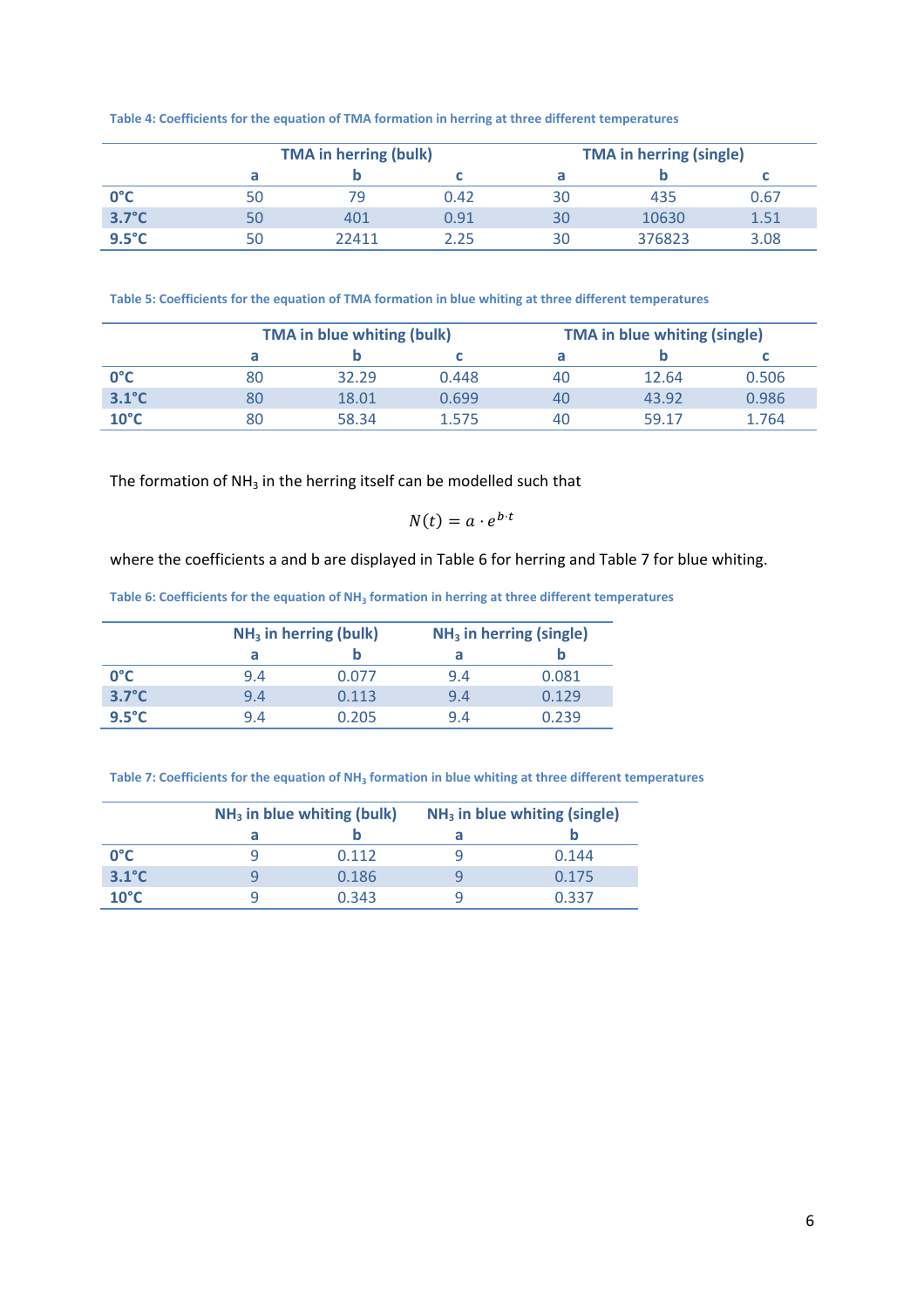Table 4: Coefficients for the equation of TMA formation in herring at three different temperatures

| | TMA in herring (bulk) | | | TMA in herring (single) | | |
|---|---|---|---|---|---|---|
| | a | b | c | a | b | c |
| **0°C** | 50 | 79 | 0.42 | 30 | 435 | 0.67 |
| **3.7°C** | 50 | 401 | 0.91 | 30 | 10630 | 1.51 |
| **9.5°C** | 50 | 22411 | 2.25 | 30 | 376823 | 3.08 |

Table 5: Coefficients for the equation of TMA formation in blue whiting at three different temperatures

| | TMA in blue whiting (bulk) | | | TMA in blue whiting (single) | | |
|---|---|---|---|---|---|---|
| | a | b | c | a | b | c |
| **0°C** | 80 | 32.29 | 0.448 | 40 | 12.64 | 0.506 |
| **3.1°C** | 80 | 18.01 | 0.699 | 40 | 43.92 | 0.986 |
| **10°C** | 80 | 58.34 | 1.575 | 40 | 59.17 | 1.764 |

The formation of $NH_3$ in the herring itself can be modelled such that

$$N(t) = a \cdot e^{b \cdot t}$$

where the coefficients a and b are displayed in Table 6 for herring and Table 7 for blue whiting.

Table 6: Coefficients for the equation of $NH_3$ formation in herring at three different temperatures

| | $NH_3$ in herring (bulk) | | $NH_3$ in herring (single) | |
|---|---|---|---|---|
| | a | b | a | b |
| **0°C** | 9.4 | 0.077 | 9.4 | 0.081 |
| **3.7°C** | 9.4 | 0.113 | 9.4 | 0.129 |
| **9.5°C** | 9.4 | 0.205 | 9.4 | 0.239 |

Table 7: Coefficients for the equation of $NH_3$ formation in blue whiting at three different temperatures

| | $NH_3$ in blue whiting (bulk) | | $NH_3$ in blue whiting (single) | |
|---|---|---|---|---|
| | a | b | a | b |
| **0°C** | 9 | 0.112 | 9 | 0.144 |
| **3.1°C** | 9 | 0.186 | 9 | 0.175 |
| **10°C** | 9 | 0.343 | 9 | 0.337 |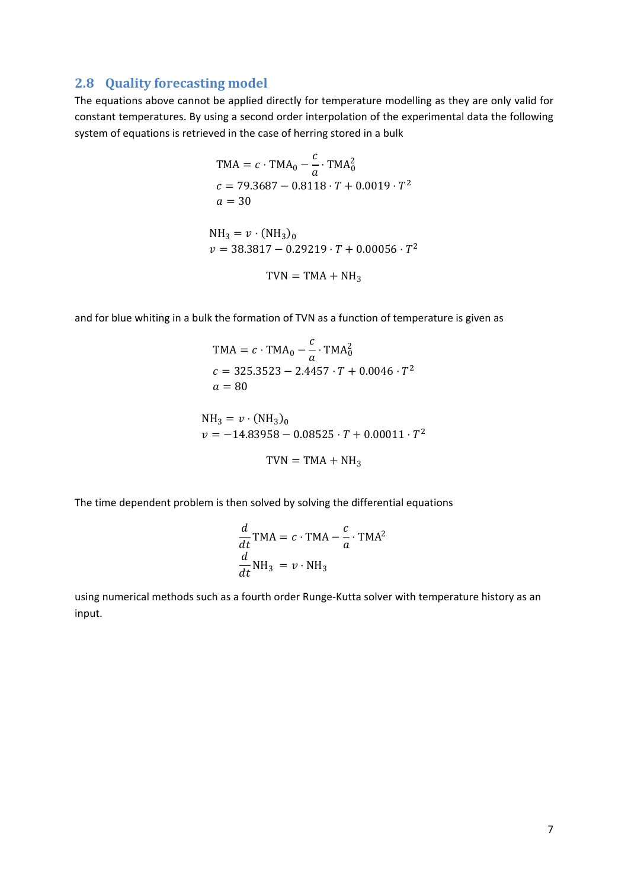## 2.8 Quality forecasting model

The equations above cannot be applied directly for temperature modelling as they are only valid for constant temperatures. By using a second order interpolation of the experimental data the following system of equations is retrieved in the case of herring stored in a bulk

$$
\begin{aligned}
\mathrm{TMA} &= c \cdot \mathrm{TMA}_0 - \frac{c}{a} \cdot \mathrm{TMA}_0^2 \\
c &= 79.3687 - 0.8118 \cdot T + 0.0019 \cdot T^2 \\
a &= 30
\end{aligned}
$$

$$
\begin{aligned}
\mathrm{NH}_3 &= v \cdot (\mathrm{NH}_3)_0 \\
v &= 38.3817 - 0.29219 \cdot T + 0.00056 \cdot T^2
\end{aligned}
$$

$$
\mathrm{TVN} = \mathrm{TMA} + \mathrm{NH}_3
$$

and for blue whiting in a bulk the formation of TVN as a function of temperature is given as

$$
\begin{aligned}
\mathrm{TMA} &= c \cdot \mathrm{TMA}_0 - \frac{c}{a} \cdot \mathrm{TMA}_0^2 \\
c &= 325.3523 - 2.4457 \cdot T + 0.0046 \cdot T^2 \\
a &= 80
\end{aligned}
$$

$$
\begin{aligned}
\mathrm{NH}_3 &= v \cdot (\mathrm{NH}_3)_0 \\
v &= -14.83958 - 0.08525 \cdot T + 0.00011 \cdot T^2
\end{aligned}
$$

$$
\mathrm{TVN} = \mathrm{TMA} + \mathrm{NH}_3
$$

The time dependent problem is then solved by solving the differential equations

$$
\begin{aligned}
\frac{d}{dt}\mathrm{TMA} &= c \cdot \mathrm{TMA} - \frac{c}{a} \cdot \mathrm{TMA}^2 \\
\frac{d}{dt}\mathrm{NH}_3 &= v \cdot \mathrm{NH}_3
\end{aligned}
$$

using numerical methods such as a fourth order Runge-Kutta solver with temperature history as an input.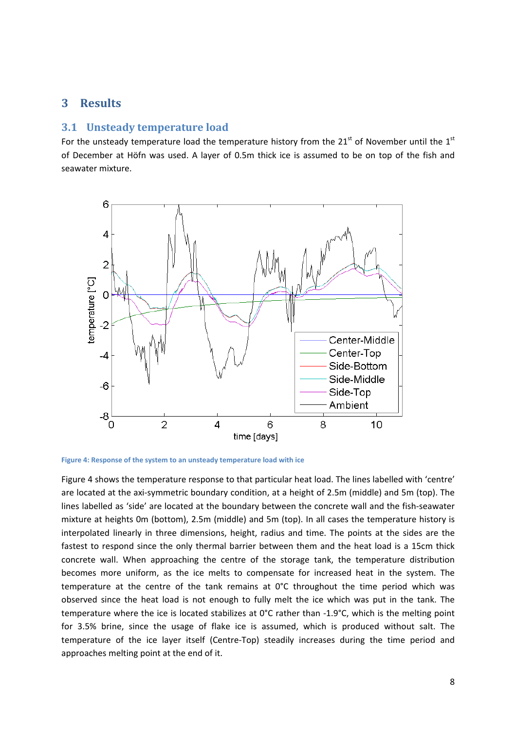# 3 Results

## 3.1 Unsteady temperature load

For the unsteady temperature load the temperature history from the 21st of November until the 1st of December at Höfn was used. A layer of 0.5m thick ice is assumed to be on top of the fish and seawater mixture.

Figure 4: Response of the system to an unsteady temperature load with ice

Figure 4 shows the temperature response to that particular heat load. The lines labelled with 'centre' are located at the axi-symmetric boundary condition, at a height of 2.5m (middle) and 5m (top). The lines labelled as 'side' are located at the boundary between the concrete wall and the fish-seawater mixture at heights 0m (bottom), 2.5m (middle) and 5m (top). In all cases the temperature history is interpolated linearly in three dimensions, height, radius and time. The points at the sides are the fastest to respond since the only thermal barrier between them and the heat load is a 15cm thick concrete wall. When approaching the centre of the storage tank, the temperature distribution becomes more uniform, as the ice melts to compensate for increased heat in the system. The temperature at the centre of the tank remains at 0°C throughout the time period which was observed since the heat load is not enough to fully melt the ice which was put in the tank. The temperature where the ice is located stabilizes at 0°C rather than -1.9°C, which is the melting point for 3.5% brine, since the usage of flake ice is assumed, which is produced without salt. The temperature of the ice layer itself (Centre-Top) steadily increases during the time period and approaches melting point at the end of it.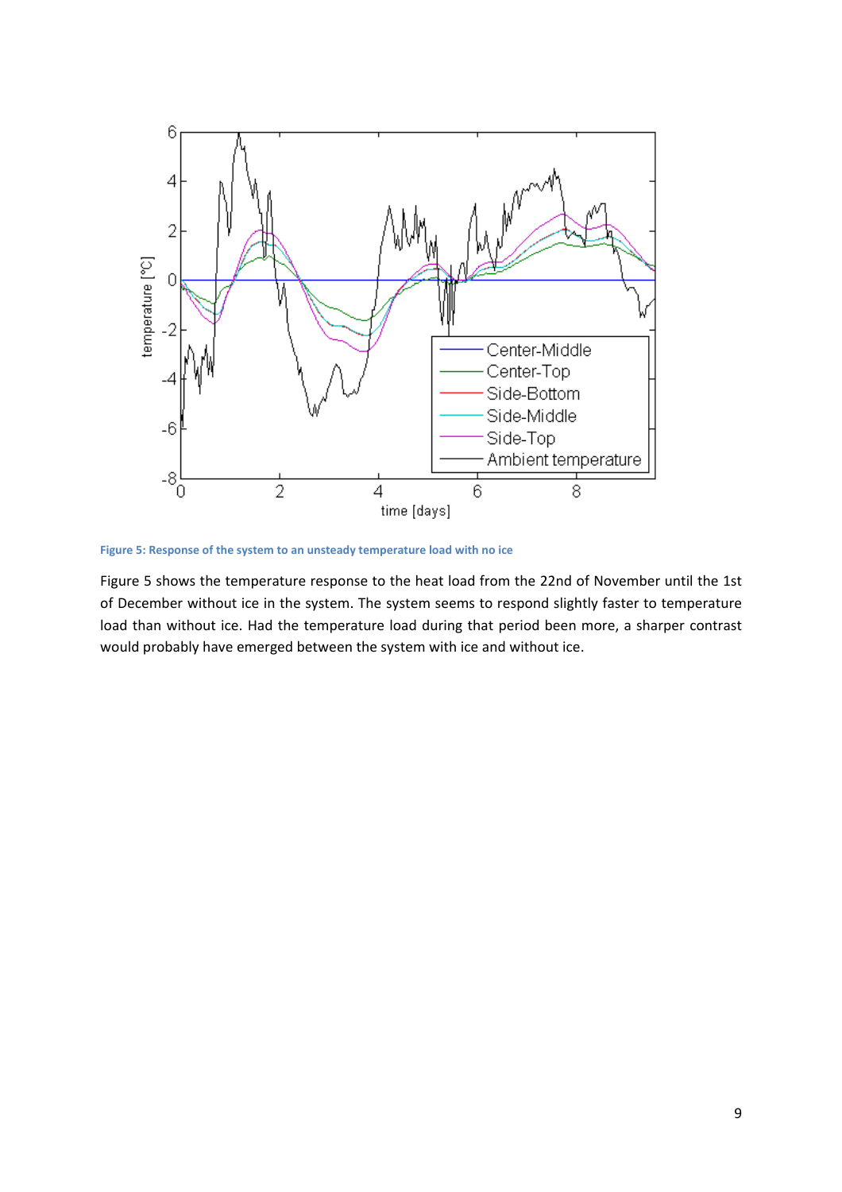Figure 5: Response of the system to an unsteady temperature load with no ice

Figure 5 shows the temperature response to the heat load from the 22nd of November until the 1st of December without ice in the system. The system seems to respond slightly faster to temperature load than without ice. Had the temperature load during that period been more, a sharper contrast would probably have emerged between the system with ice and without ice.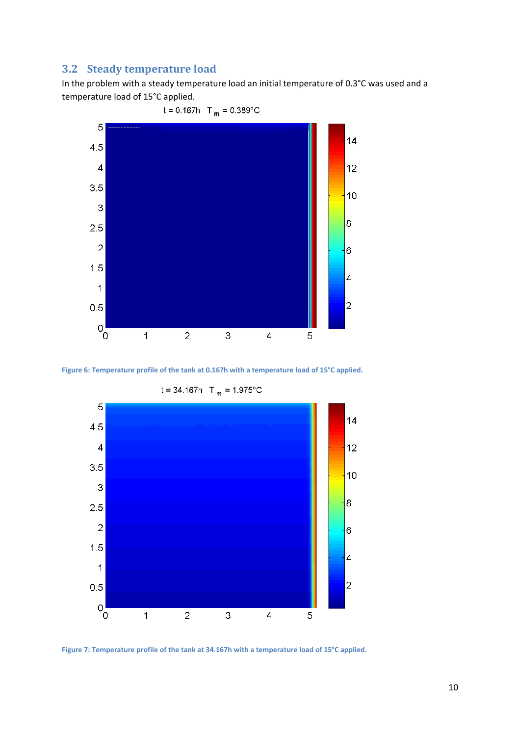## 3.2 Steady temperature load

In the problem with a steady temperature load an initial temperature of 0.3°C was used and a temperature load of 15°C applied.

Figure 6: Temperature profile of the tank at 0.167h with a temperature load of 15°C applied.

Figure 7: Temperature profile of the tank at 34.167h with a temperature load of 15°C applied.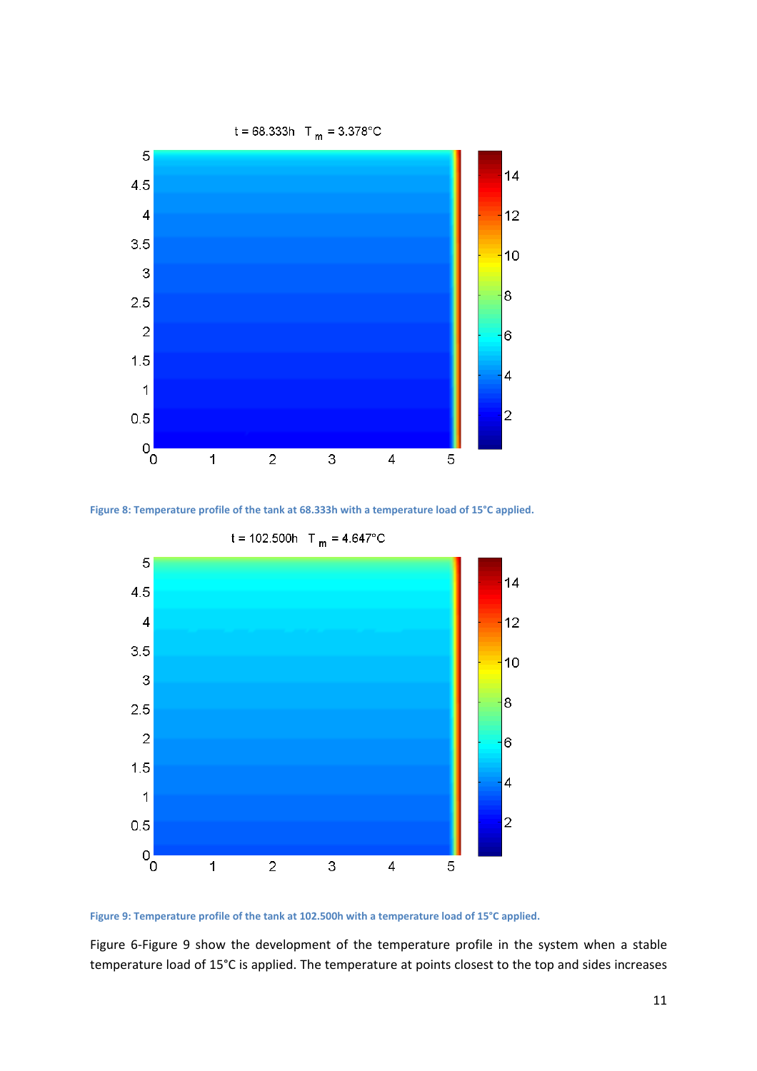Figure 8: Temperature profile of the tank at 68.333h with a temperature load of 15°C applied.

Figure 9: Temperature profile of the tank at 102.500h with a temperature load of 15°C applied.

Figure 6-Figure 9 show the development of the temperature profile in the system when a stable temperature load of 15°C is applied. The temperature at points closest to the top and sides increases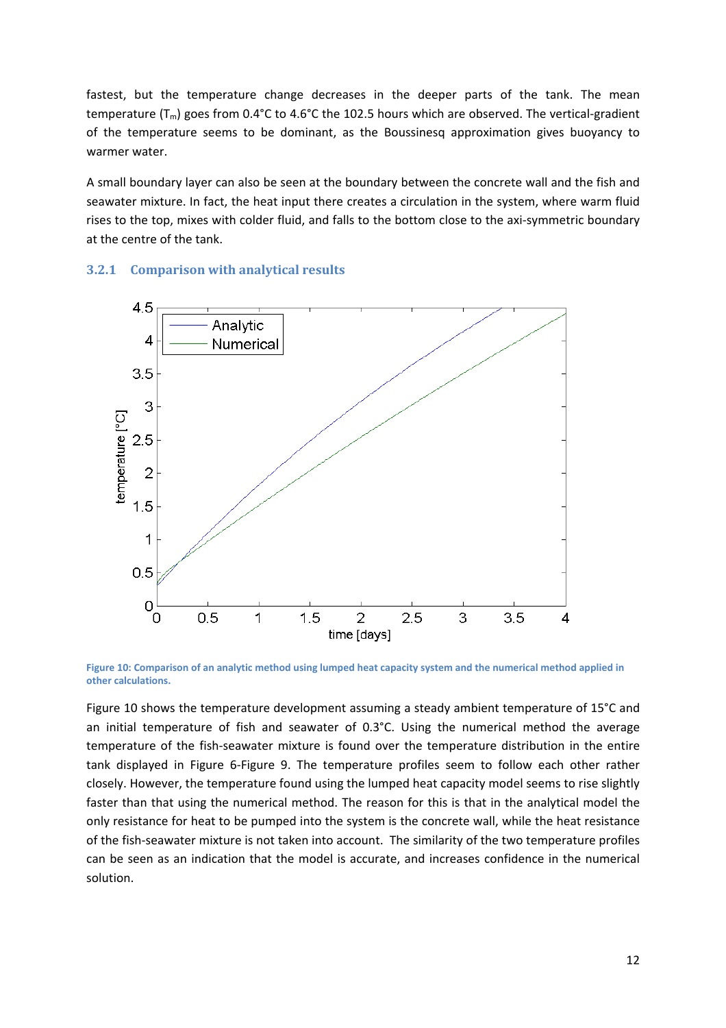fastest, but the temperature change decreases in the deeper parts of the tank. The mean temperature ($T_m$) goes from 0.4°C to 4.6°C the 102.5 hours which are observed. The vertical-gradient of the temperature seems to be dominant, as the Boussinesq approximation gives buoyancy to warmer water.

A small boundary layer can also be seen at the boundary between the concrete wall and the fish and seawater mixture. In fact, the heat input there creates a circulation in the system, where warm fluid rises to the top, mixes with colder fluid, and falls to the bottom close to the axi-symmetric boundary at the centre of the tank.

### 3.2.1 Comparison with analytical results

Figure 10: Comparison of an analytic method using lumped heat capacity system and the numerical method applied in other calculations.

Figure 10 shows the temperature development assuming a steady ambient temperature of 15°C and an initial temperature of fish and seawater of 0.3°C. Using the numerical method the average temperature of the fish-seawater mixture is found over the temperature distribution in the entire tank displayed in Figure 6-Figure 9. The temperature profiles seem to follow each other rather closely. However, the temperature found using the lumped heat capacity model seems to rise slightly faster than that using the numerical method. The reason for this is that in the analytical model the only resistance for heat to be pumped into the system is the concrete wall, while the heat resistance of the fish-seawater mixture is not taken into account. The similarity of the two temperature profiles can be seen as an indication that the model is accurate, and increases confidence in the numerical solution.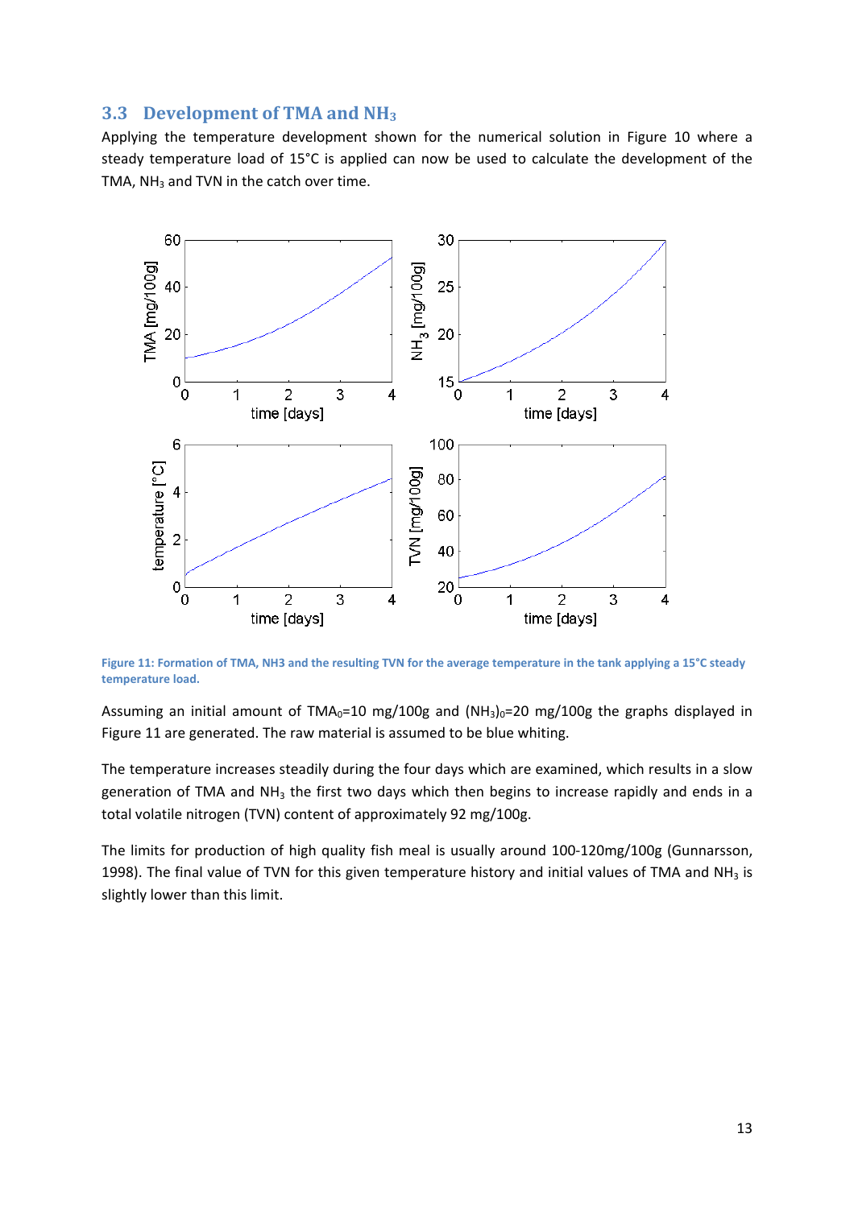## 3.3 Development of TMA and $NH_3$

Applying the temperature development shown for the numerical solution in Figure 10 where a steady temperature load of 15°C is applied can now be used to calculate the development of the TMA, $NH_3$ and TVN in the catch over time.

Figure 11: Formation of TMA, NH3 and the resulting TVN for the average temperature in the tank applying a 15°C steady temperature load.

Assuming an initial amount of $TMA_0$=10 mg/100g and $(NH_3)_0$=20 mg/100g the graphs displayed in Figure 11 are generated. The raw material is assumed to be blue whiting.

The temperature increases steadily during the four days which are examined, which results in a slow generation of TMA and $NH_3$ the first two days which then begins to increase rapidly and ends in a total volatile nitrogen (TVN) content of approximately 92 mg/100g.

The limits for production of high quality fish meal is usually around 100-120mg/100g (Gunnarsson, 1998). The final value of TVN for this given temperature history and initial values of TMA and $NH_3$ is slightly lower than this limit.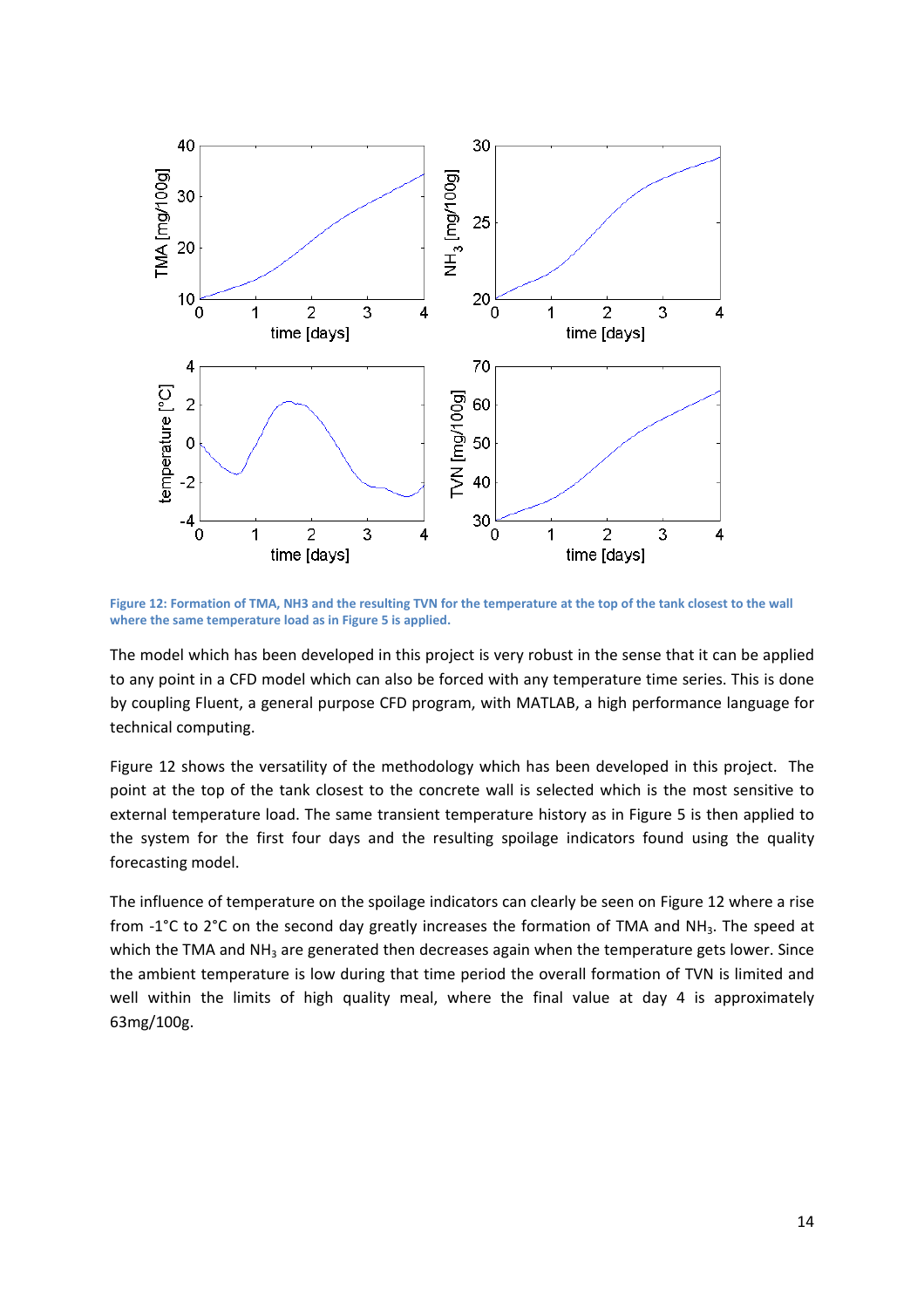Figure 12: Formation of TMA, NH3 and the resulting TVN for the temperature at the top of the tank closest to the wall where the same temperature load as in Figure 5 is applied.

The model which has been developed in this project is very robust in the sense that it can be applied to any point in a CFD model which can also be forced with any temperature time series. This is done by coupling Fluent, a general purpose CFD program, with MATLAB, a high performance language for technical computing.

Figure 12 shows the versatility of the methodology which has been developed in this project. The point at the top of the tank closest to the concrete wall is selected which is the most sensitive to external temperature load. The same transient temperature history as in Figure 5 is then applied to the system for the first four days and the resulting spoilage indicators found using the quality forecasting model.

The influence of temperature on the spoilage indicators can clearly be seen on Figure 12 where a rise from -1°C to 2°C on the second day greatly increases the formation of TMA and $NH_3$. The speed at which the TMA and $NH_3$ are generated then decreases again when the temperature gets lower. Since the ambient temperature is low during that time period the overall formation of TVN is limited and well within the limits of high quality meal, where the final value at day 4 is approximately 63mg/100g.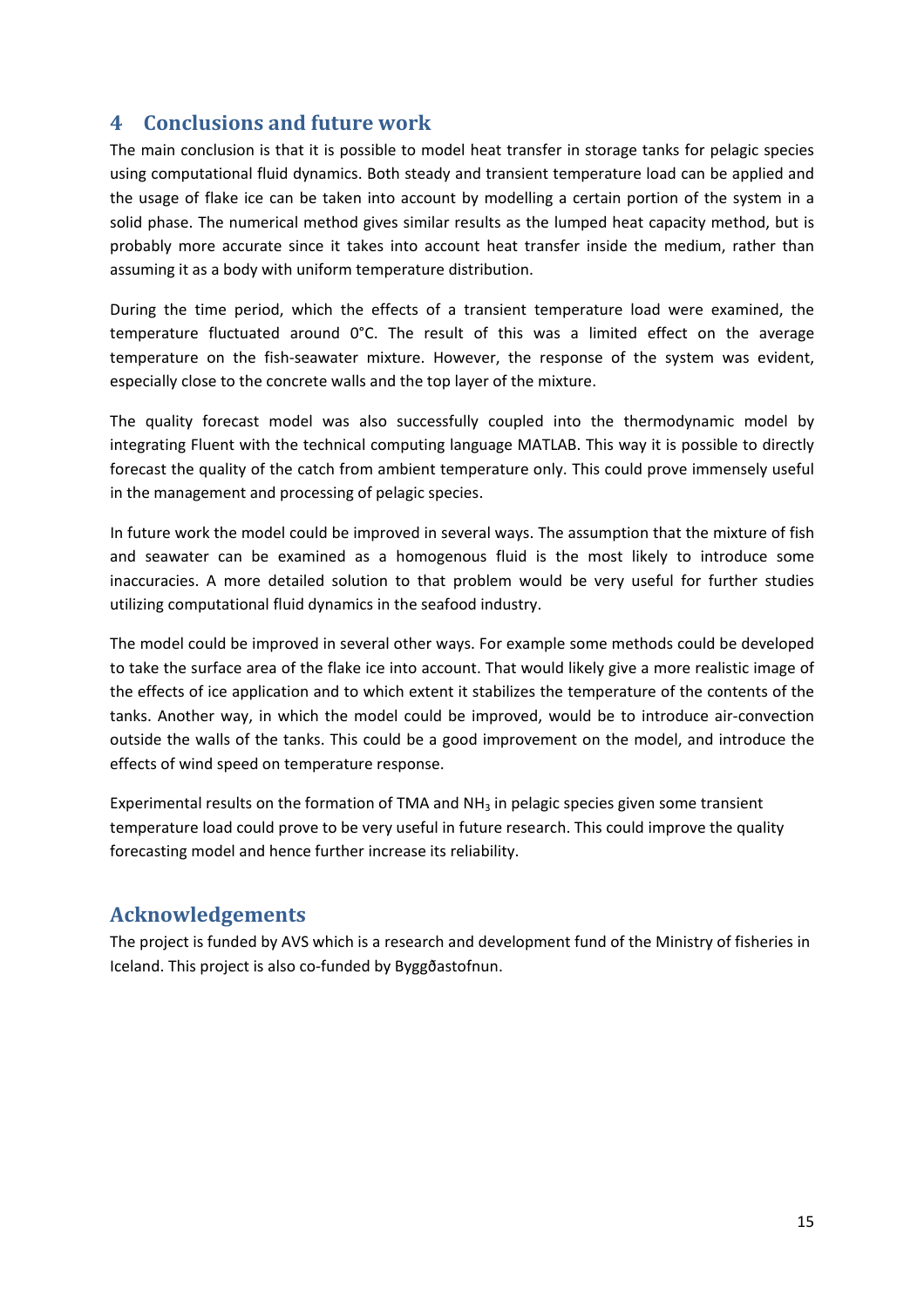# 4 Conclusions and future work

The main conclusion is that it is possible to model heat transfer in storage tanks for pelagic species using computational fluid dynamics. Both steady and transient temperature load can be applied and the usage of flake ice can be taken into account by modelling a certain portion of the system in a solid phase. The numerical method gives similar results as the lumped heat capacity method, but is probably more accurate since it takes into account heat transfer inside the medium, rather than assuming it as a body with uniform temperature distribution.

During the time period, which the effects of a transient temperature load were examined, the temperature fluctuated around 0°C. The result of this was a limited effect on the average temperature on the fish-seawater mixture. However, the response of the system was evident, especially close to the concrete walls and the top layer of the mixture.

The quality forecast model was also successfully coupled into the thermodynamic model by integrating Fluent with the technical computing language MATLAB. This way it is possible to directly forecast the quality of the catch from ambient temperature only. This could prove immensely useful in the management and processing of pelagic species.

In future work the model could be improved in several ways. The assumption that the mixture of fish and seawater can be examined as a homogenous fluid is the most likely to introduce some inaccuracies. A more detailed solution to that problem would be very useful for further studies utilizing computational fluid dynamics in the seafood industry.

The model could be improved in several other ways. For example some methods could be developed to take the surface area of the flake ice into account. That would likely give a more realistic image of the effects of ice application and to which extent it stabilizes the temperature of the contents of the tanks. Another way, in which the model could be improved, would be to introduce air-convection outside the walls of the tanks. This could be a good improvement on the model, and introduce the effects of wind speed on temperature response.

Experimental results on the formation of TMA and $NH_3$ in pelagic species given some transient temperature load could prove to be very useful in future research. This could improve the quality forecasting model and hence further increase its reliability.

# Acknowledgements

The project is funded by AVS which is a research and development fund of the Ministry of fisheries in Iceland. This project is also co-funded by Byggðastofnun.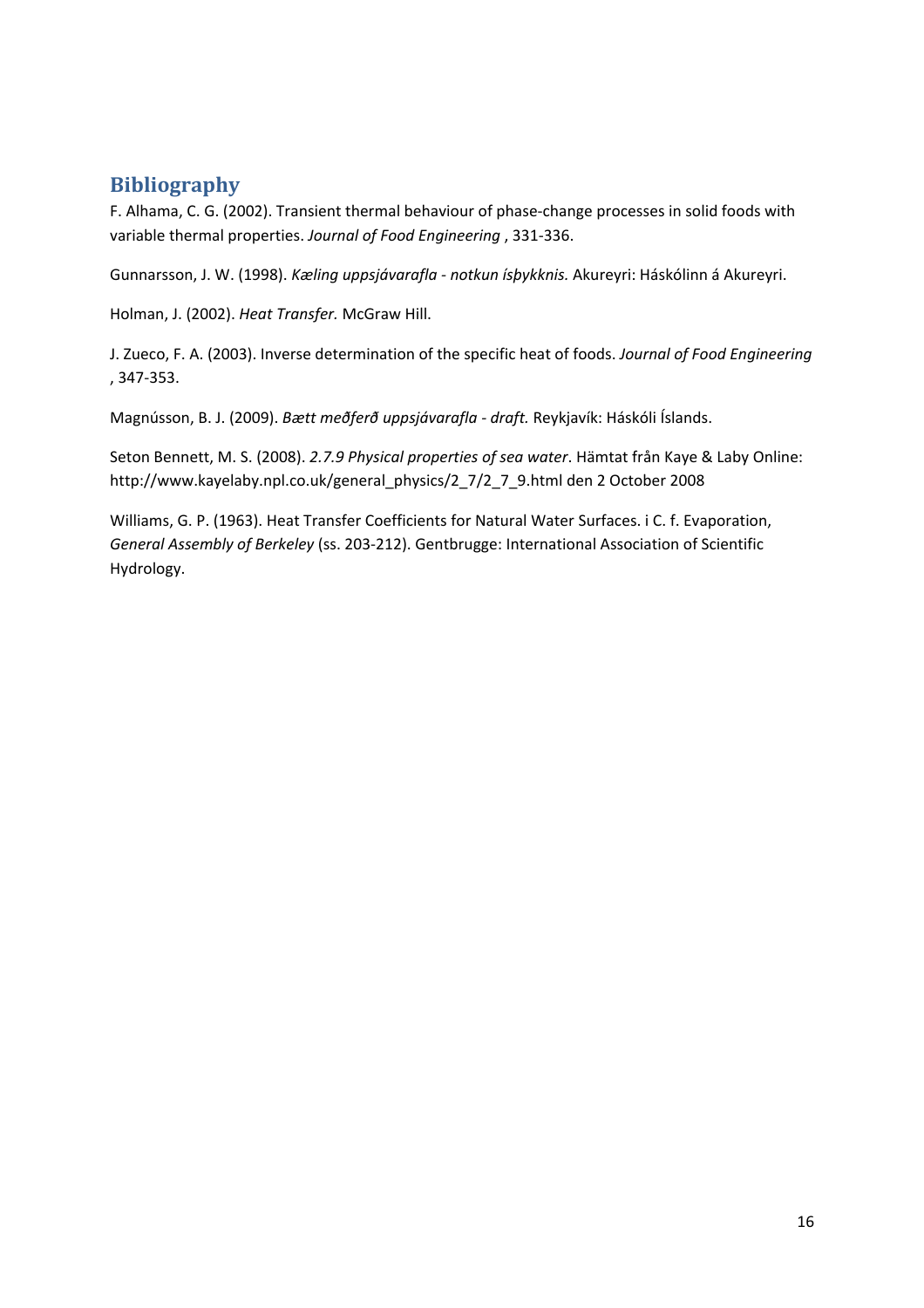## Bibliography

F. Alhama, C. G. (2002). Transient thermal behaviour of phase-change processes in solid foods with variable thermal properties. *Journal of Food Engineering* , 331-336.

Gunnarsson, J. W. (1998). *Kæling uppsjávarafla - notkun ísþykknis.* Akureyri: Háskólinn á Akureyri.

Holman, J. (2002). *Heat Transfer.* McGraw Hill.

J. Zueco, F. A. (2003). Inverse determination of the specific heat of foods. *Journal of Food Engineering* , 347-353.

Magnússon, B. J. (2009). *Bætt meðferð uppsjávarafla - draft.* Reykjavík: Háskóli Íslands.

Seton Bennett, M. S. (2008). *2.7.9 Physical properties of sea water*. Hämtat från Kaye & Laby Online: http://www.kayelaby.npl.co.uk/general_physics/2_7/2_7_9.html den 2 October 2008

Williams, G. P. (1963). Heat Transfer Coefficients for Natural Water Surfaces. i C. f. Evaporation, *General Assembly of Berkeley* (ss. 203-212). Gentbrugge: International Association of Scientific Hydrology.